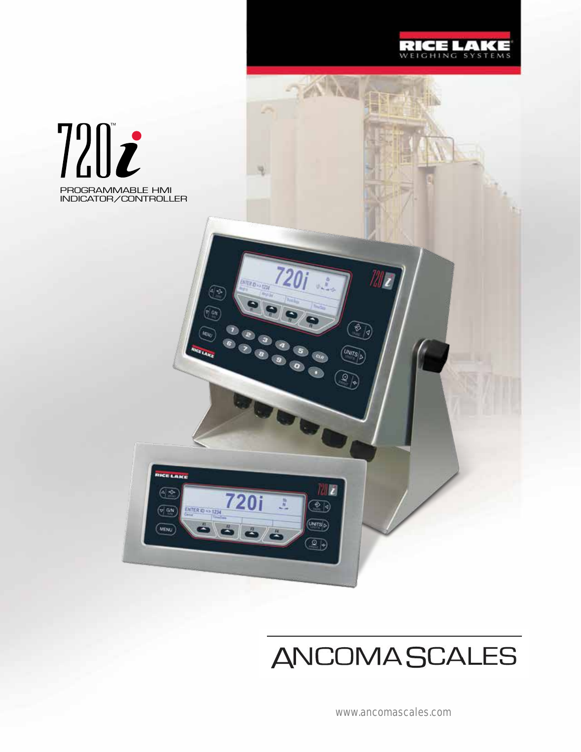RICE LAKE WEIGHING SYSTEMS

# 720i™

PROGRAMMABLE HMI INDICATOR/CONTROLLER

ANCOMA SCALES

www.ancomascales.com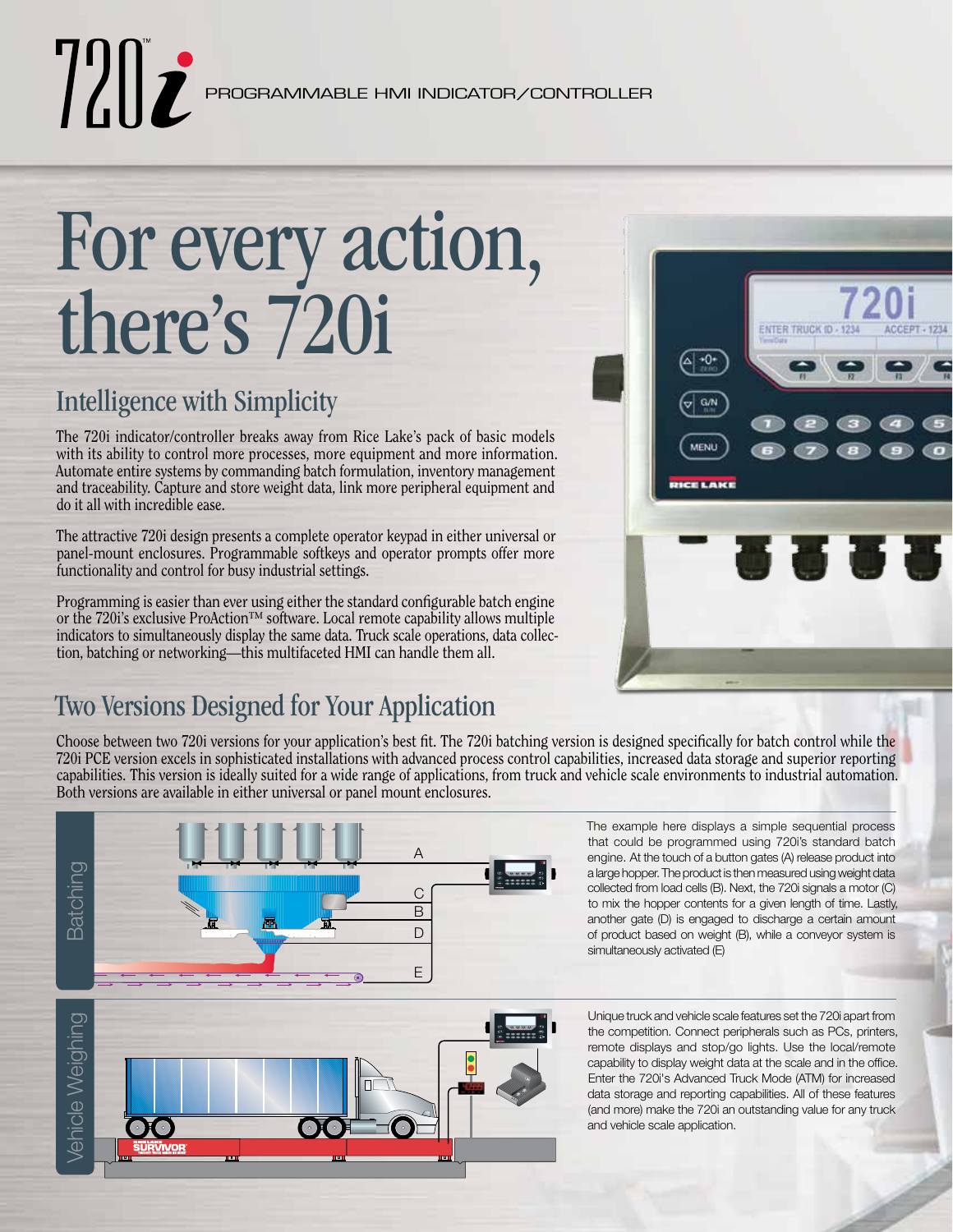# 720i™ PROGRAMMABLE HMI INDICATOR/CONTROLLER

# For every action, there's 720i

## Intelligence with Simplicity

The 720i indicator/controller breaks away from Rice Lake's pack of basic models with its ability to control more processes, more equipment and more information. Automate entire systems by commanding batch formulation, inventory management and traceability. Capture and store weight data, link more peripheral equipment and do it all with incredible ease.

The attractive 720i design presents a complete operator keypad in either universal or panel-mount enclosures. Programmable softkeys and operator prompts offer more functionality and control for busy industrial settings.

Programming is easier than ever using either the standard configurable batch engine or the 720i's exclusive ProAction™ software. Local remote capability allows multiple indicators to simultaneously display the same data. Truck scale operations, data collection, batching or networking—this multifaceted HMI can handle them all.

## Two Versions Designed for Your Application

Choose between two 720i versions for your application's best fit. The 720i batching version is designed specifically for batch control while the 720i PCE version excels in sophisticated installations with advanced process control capabilities, increased data storage and superior reporting capabilities. This version is ideally suited for a wide range of applications, from truck and vehicle scale environments to industrial automation. Both versions are available in either universal or panel mount enclosures.

### Batching

The example here displays a simple sequential process that could be programmed using 720i's standard batch engine. At the touch of a button gates (A) release product into a large hopper. The product is then measured using weight data collected from load cells (B). Next, the 720i signals a motor (C) to mix the hopper contents for a given length of time. Lastly, another gate (D) is engaged to discharge a certain amount of product based on weight (B), while a conveyor system is simultaneously activated (E)

### Vehicle Weighing

Unique truck and vehicle scale features set the 720i apart from the competition. Connect peripherals such as PCs, printers, remote displays and stop/go lights. Use the local/remote capability to display weight data at the scale and in the office. Enter the 720i's Advanced Truck Mode (ATM) for increased data storage and reporting capabilities. All of these features (and more) make the 720i an outstanding value for any truck and vehicle scale application.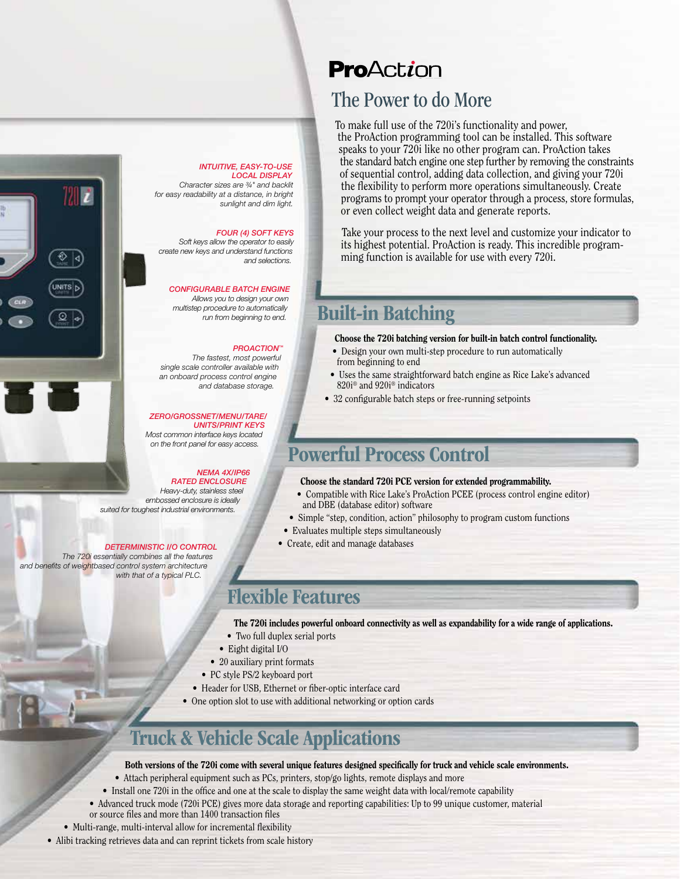**INTUITIVE, EASY-TO-USE LOCAL DISPLAY**

*Character sizes are ¾" and backlit for easy readability at a distance, in bright sunlight and dim light.*

**FOUR (4) SOFT KEYS**

*Soft keys allow the operator to easily create new keys and understand functions and selections.*

**CONFIGURABLE BATCH ENGINE**

*Allows you to design your own multistep procedure to automatically run from beginning to end.*

**PROACTION™**

*The fastest, most powerful single scale controller available with an onboard process control engine and database storage.*

**ZERO/GROSSNET/MENU/TARE/UNITS/PRINT KEYS**

*Most common interface keys located on the front panel for easy access.*

**NEMA 4X/IP66 RATED ENCLOSURE**

*Heavy-duty, stainless steel embossed enclosure is ideally suited for toughest industrial environments.*

**DETERMINISTIC I/O CONTROL**

*The 720i essentially combines all the features and benefits of weightbased control system architecture with that of a typical PLC.*

# ProAction

## The Power to do More

To make full use of the 720i's functionality and power, the ProAction programming tool can be installed. This software speaks to your 720i like no other program can. ProAction takes the standard batch engine one step further by removing the constraints of sequential control, adding data collection, and giving your 720i the flexibility to perform more operations simultaneously. Create programs to prompt your operator through a process, store formulas, or even collect weight data and generate reports.

Take your process to the next level and customize your indicator to its highest potential. ProAction is ready. This incredible programming function is available for use with every 720i.

## Built-in Batching

**Choose the 720i batching version for built-in batch control functionality.**

- Design your own multi-step procedure to run automatically from beginning to end
- Uses the same straightforward batch engine as Rice Lake's advanced 820i® and 920i® indicators
- 32 configurable batch steps or free-running setpoints

## Powerful Process Control

**Choose the standard 720i PCE version for extended programmability.**

- Compatible with Rice Lake's ProAction PCEE (process control engine editor) and DBE (database editor) software
- Simple "step, condition, action" philosophy to program custom functions
- Evaluates multiple steps simultaneously
- Create, edit and manage databases

## Flexible Features

**The 720i includes powerful onboard connectivity as well as expandability for a wide range of applications.**

- Two full duplex serial ports
- Eight digital I/O
- 20 auxiliary print formats
- PC style PS/2 keyboard port
- Header for USB, Ethernet or fiber-optic interface card
- One option slot to use with additional networking or option cards

## Truck & Vehicle Scale Applications

**Both versions of the 720i come with several unique features designed specifically for truck and vehicle scale environments.**

- Attach peripheral equipment such as PCs, printers, stop/go lights, remote displays and more
- Install one 720i in the office and one at the scale to display the same weight data with local/remote capability
- Advanced truck mode (720i PCE) gives more data storage and reporting capabilities: Up to 99 unique customer, material or source files and more than 1400 transaction files
- Multi-range, multi-interval allow for incremental flexibility
- Alibi tracking retrieves data and can reprint tickets from scale history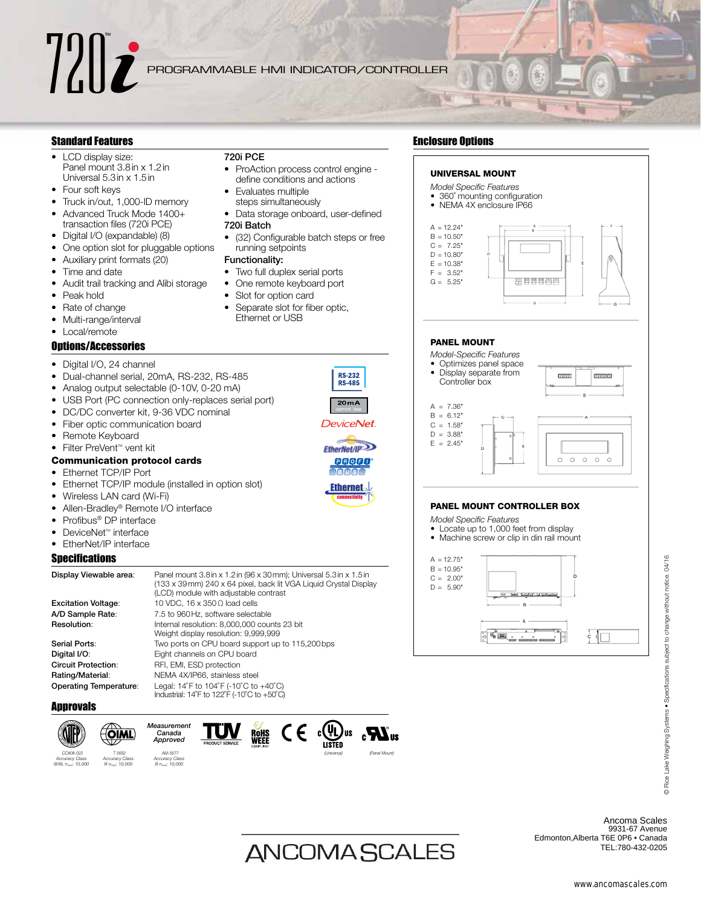# 720i™ PROGRAMMABLE HMI INDICATOR/CONTROLLER

## Standard Features

- LCD display size: Panel mount 3.8 in x 1.2 in Universal 5.3 in x 1.5 in
- Four soft keys
- Truck in/out, 1,000-ID memory
- Advanced Truck Mode 1400+ transaction files (720i PCE)
- Digital I/O (expandable) (8)
- One option slot for pluggable options
- Auxiliary print formats (20)
- Time and date
- Audit trail tracking and Alibi storage
- Peak hold
- Rate of change
- Multi-range/interval
- Local/remote

**720i PCE**

- ProAction process control engine - define conditions and actions
- Evaluates multiple steps simultaneously
- Data storage onboard, user-defined

**720i Batch**

- (32) Configurable batch steps or free running setpoints

**Functionality:**

- Two full duplex serial ports
- One remote keyboard port
- Slot for option card
- Separate slot for fiber optic, Ethernet or USB

## Options/Accessories

- Digital I/O, 24 channel
- Dual-channel serial, 20mA, RS-232, RS-485
- Analog output selectable (0-10V, 0-20 mA)
- USB Port (PC connection only-replaces serial port)
- DC/DC converter kit, 9-36 VDC nominal
- Fiber optic communication board
- Remote Keyboard
- Filter PreVent™ vent kit

**Communication protocol cards**

- Ethernet TCP/IP Port
- Ethernet TCP/IP module (installed in option slot)
- Wireless LAN card (Wi-Fi)
- Allen-Bradley® Remote I/O interface
- Profibus® DP interface
- DeviceNet™ interface
- EtherNet/IP interface

RS-232 RS-485

20mA current loop

DeviceNet

EtherNet/IP

PROFIBUS

Ethernet connectivity

## Specifications

| | |
|---|---|
| Display Viewable area: | Panel mount 3.8 in x 1.2 in (96 x 30 mm); Universal 5.3 in x 1.5 in (133 x 39 mm) 240 x 64 pixel, back lit VGA Liquid Crystal Display (LCD) module with adjustable contrast |
| Excitation Voltage: | 10 VDC, 16 x 350 Ω load cells |
| A/D Sample Rate: | 7.5 to 960 Hz, software selectable |
| Resolution: | Internal resolution: 8,000,000 counts 23 bit<br>Weight display resolution: 9,999,999 |
| Serial Ports: | Two ports on CPU board support up to 115,200 bps |
| Digital I/O: | Eight channels on CPU board |
| Circuit Protection: | RFI, EMI, ESD protection |
| Rating/Material: | NEMA 4X/IP66, stainless steel |
| Operating Temperature: | Legal: 14˚F to 104˚F (-10˚C to +40˚C)<br>Industrial: 14˚F to 122˚F (-10˚C to +50˚C) |

## Approvals

NTEP CC#08-022 Accuracy Class III/IIIL $n_{max}$: 10,000

OIML T 5692 Accuracy Class III $n_{max}$: 10,000

Measurement Canada Approved AM-5677 Accuracy Class III $n_{max}$: 10,000

TÜV PRODUCT SERVICE

RoHS WEEE COMPLIANT

CE

c UL us LISTED (Universal)

c UR us (Panel Mount)

## Enclosure Options

### UNIVERSAL MOUNT

*Model Specific Features*

- 360˚ mounting configuration
- NEMA 4X enclosure IP66

A = 12.24"
B = 10.50"
C = 7.25"
D = 10.80"
E = 10.38"
F = 3.52"
G = 5.25"

### PANEL MOUNT

*Model-Specific Features*

- Optimizes panel space
- Display separate from Controller box

A = 7.36"
B = 6.12"
C = 1.58"
D = 3.88"
E = 2.45"

### PANEL MOUNT CONTROLLER BOX

*Model Specific Features*

- Locate up to 1,000 feet from display
- Machine screw or clip in din rail mount

A = 12.75"
B = 10.95"
C = 2.00"
D = 5.90"

© Rice Lake Weighing Systems • Specifications subject to change without notice. 04/16

Ancoma Scales
9931-67 Avenue
Edmonton,Alberta T6E 0P6 • Canada
TEL:780-432-0205

ANCOMA SCALES

www.ancomascales.com